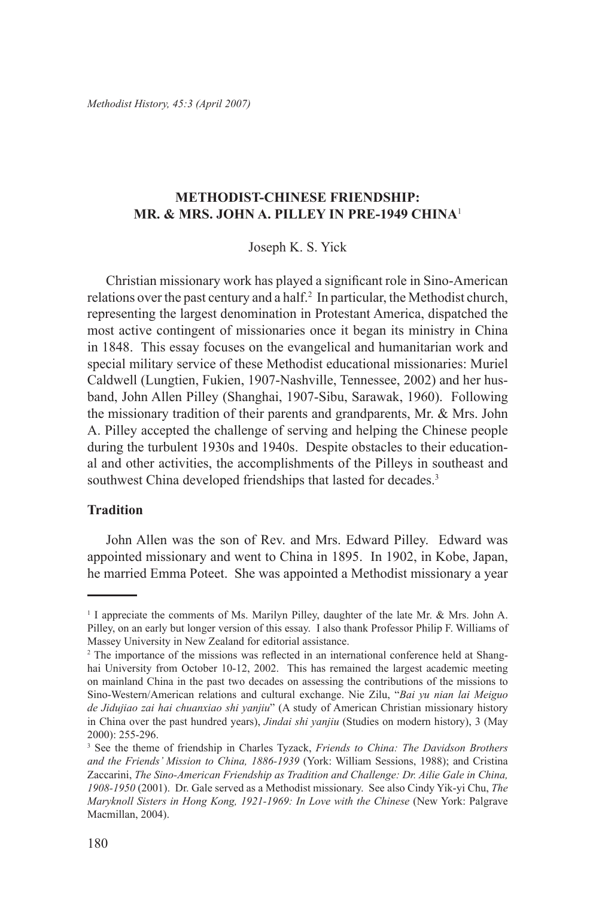# METHODIST-CHINESE FRIENDSHIP: MR. & MRS. JOHN A. PILLEY IN PRE-1949 CHINA[1]

Joseph K. S. Yick

Christian missionary work has played a significant role in Sino-American relations over the past century and a half.[2] In particular, the Methodist church, representing the largest denomination in Protestant America, dispatched the most active contingent of missionaries once it began its ministry in China in 1848. This essay focuses on the evangelical and humanitarian work and special military service of these Methodist educational missionaries: Muriel Caldwell (Lungtien, Fukien, 1907-Nashville, Tennessee, 2002) and her husband, John Allen Pilley (Shanghai, 1907-Sibu, Sarawak, 1960). Following the missionary tradition of their parents and grandparents, Mr. & Mrs. John A. Pilley accepted the challenge of serving and helping the Chinese people during the turbulent 1930s and 1940s. Despite obstacles to their educational and other activities, the accomplishments of the Pilleys in southeast and southwest China developed friendships that lasted for decades.[3]

## Tradition

John Allen was the son of Rev. and Mrs. Edward Pilley. Edward was appointed missionary and went to China in 1895. In 1902, in Kobe, Japan, he married Emma Poteet. She was appointed a Methodist missionary a year

---

[1] I appreciate the comments of Ms. Marilyn Pilley, daughter of the late Mr. & Mrs. John A. Pilley, on an early but longer version of this essay. I also thank Professor Philip F. Williams of Massey University in New Zealand for editorial assistance.

[2] The importance of the missions was reflected in an international conference held at Shanghai University from October 10-12, 2002. This has remained the largest academic meeting on mainland China in the past two decades on assessing the contributions of the missions to Sino-Western/American relations and cultural exchange. Nie Zilu, "*Bai yu nian lai Meiguo de Jidujiao zai hai chuanxiao shi yanjiu*" (A study of American Christian missionary history in China over the past hundred years), *Jindai shi yanjiu* (Studies on modern history), 3 (May 2000): 255-296.

[3] See the theme of friendship in Charles Tyzack, *Friends to China: The Davidson Brothers and the Friends' Mission to China, 1886-1939* (York: William Sessions, 1988); and Cristina Zaccarini, *The Sino-American Friendship as Tradition and Challenge: Dr. Ailie Gale in China, 1908-1950* (2001). Dr. Gale served as a Methodist missionary. See also Cindy Yik-yi Chu, *The Maryknoll Sisters in Hong Kong, 1921-1969: In Love with the Chinese* (New York: Palgrave Macmillan, 2004).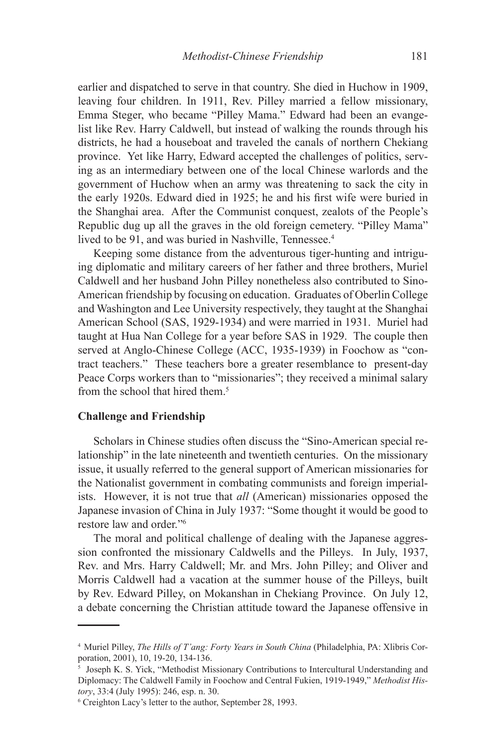earlier and dispatched to serve in that country. She died in Huchow in 1909, leaving four children. In 1911, Rev. Pilley married a fellow missionary, Emma Steger, who became "Pilley Mama." Edward had been an evangelist like Rev. Harry Caldwell, but instead of walking the rounds through his districts, he had a houseboat and traveled the canals of northern Chekiang province. Yet like Harry, Edward accepted the challenges of politics, serving as an intermediary between one of the local Chinese warlords and the government of Huchow when an army was threatening to sack the city in the early 1920s. Edward died in 1925; he and his first wife were buried in the Shanghai area. After the Communist conquest, zealots of the People's Republic dug up all the graves in the old foreign cemetery. "Pilley Mama" lived to be 91, and was buried in Nashville, Tennessee.[4]

Keeping some distance from the adventurous tiger-hunting and intriguing diplomatic and military careers of her father and three brothers, Muriel Caldwell and her husband John Pilley nonetheless also contributed to Sino-American friendship by focusing on education. Graduates of Oberlin College and Washington and Lee University respectively, they taught at the Shanghai American School (SAS, 1929-1934) and were married in 1931. Muriel had taught at Hua Nan College for a year before SAS in 1929. The couple then served at Anglo-Chinese College (ACC, 1935-1939) in Foochow as "contract teachers." These teachers bore a greater resemblance to present-day Peace Corps workers than to "missionaries"; they received a minimal salary from the school that hired them.[5]

### Challenge and Friendship

Scholars in Chinese studies often discuss the "Sino-American special relationship" in the late nineteenth and twentieth centuries. On the missionary issue, it usually referred to the general support of American missionaries for the Nationalist government in combating communists and foreign imperialists. However, it is not true that *all* (American) missionaries opposed the Japanese invasion of China in July 1937: "Some thought it would be good to restore law and order."[6]

The moral and political challenge of dealing with the Japanese aggression confronted the missionary Caldwells and the Pilleys. In July, 1937, Rev. and Mrs. Harry Caldwell; Mr. and Mrs. John Pilley; and Oliver and Morris Caldwell had a vacation at the summer house of the Pilleys, built by Rev. Edward Pilley, on Mokanshan in Chekiang Province. On July 12, a debate concerning the Christian attitude toward the Japanese offensive in

---

[4] Muriel Pilley, *The Hills of T'ang: Forty Years in South China* (Philadelphia, PA: Xlibris Corporation, 2001), 10, 19-20, 134-136.

[5] Joseph K. S. Yick, "Methodist Missionary Contributions to Intercultural Understanding and Diplomacy: The Caldwell Family in Foochow and Central Fukien, 1919-1949," *Methodist History*, 33:4 (July 1995): 246, esp. n. 30.

[6] Creighton Lacy's letter to the author, September 28, 1993.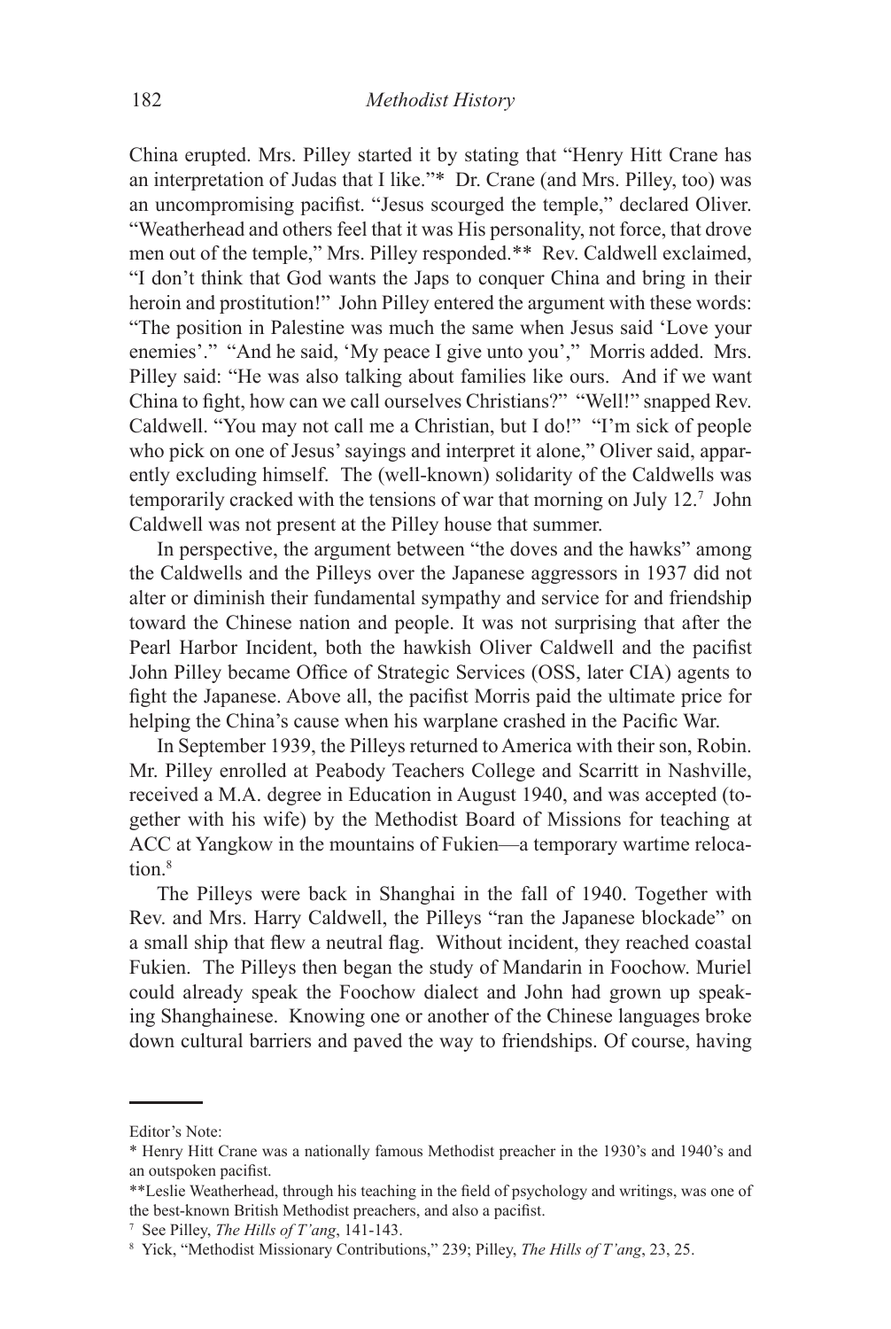China erupted. Mrs. Pilley started it by stating that "Henry Hitt Crane has an interpretation of Judas that I like."* Dr. Crane (and Mrs. Pilley, too) was an uncompromising pacifist. "Jesus scourged the temple," declared Oliver. "Weatherhead and others feel that it was His personality, not force, that drove men out of the temple," Mrs. Pilley responded.** Rev. Caldwell exclaimed, "I don't think that God wants the Japs to conquer China and bring in their heroin and prostitution!" John Pilley entered the argument with these words: "The position in Palestine was much the same when Jesus said 'Love your enemies'." "And he said, 'My peace I give unto you'," Morris added. Mrs. Pilley said: "He was also talking about families like ours. And if we want China to fight, how can we call ourselves Christians?" "Well!" snapped Rev. Caldwell. "You may not call me a Christian, but I do!" "I'm sick of people who pick on one of Jesus' sayings and interpret it alone," Oliver said, apparently excluding himself. The (well-known) solidarity of the Caldwells was temporarily cracked with the tensions of war that morning on July 12.[7] John Caldwell was not present at the Pilley house that summer.

In perspective, the argument between "the doves and the hawks" among the Caldwells and the Pilleys over the Japanese aggressors in 1937 did not alter or diminish their fundamental sympathy and service for and friendship toward the Chinese nation and people. It was not surprising that after the Pearl Harbor Incident, both the hawkish Oliver Caldwell and the pacifist John Pilley became Office of Strategic Services (OSS, later CIA) agents to fight the Japanese. Above all, the pacifist Morris paid the ultimate price for helping the China's cause when his warplane crashed in the Pacific War.

In September 1939, the Pilleys returned to America with their son, Robin. Mr. Pilley enrolled at Peabody Teachers College and Scarritt in Nashville, received a M.A. degree in Education in August 1940, and was accepted (together with his wife) by the Methodist Board of Missions for teaching at ACC at Yangkow in the mountains of Fukien—a temporary wartime relocation.[8]

The Pilleys were back in Shanghai in the fall of 1940. Together with Rev. and Mrs. Harry Caldwell, the Pilleys "ran the Japanese blockade" on a small ship that flew a neutral flag. Without incident, they reached coastal Fukien. The Pilleys then began the study of Mandarin in Foochow. Muriel could already speak the Foochow dialect and John had grown up speaking Shanghainese. Knowing one or another of the Chinese languages broke down cultural barriers and paved the way to friendships. Of course, having

---

Editor's Note:

* Henry Hitt Crane was a nationally famous Methodist preacher in the 1930's and 1940's and an outspoken pacifist.

**Leslie Weatherhead, through his teaching in the field of psychology and writings, was one of the best-known British Methodist preachers, and also a pacifist.

[7] See Pilley, *The Hills of T'ang*, 141-143.

[8] Yick, "Methodist Missionary Contributions," 239; Pilley, *The Hills of T'ang*, 23, 25.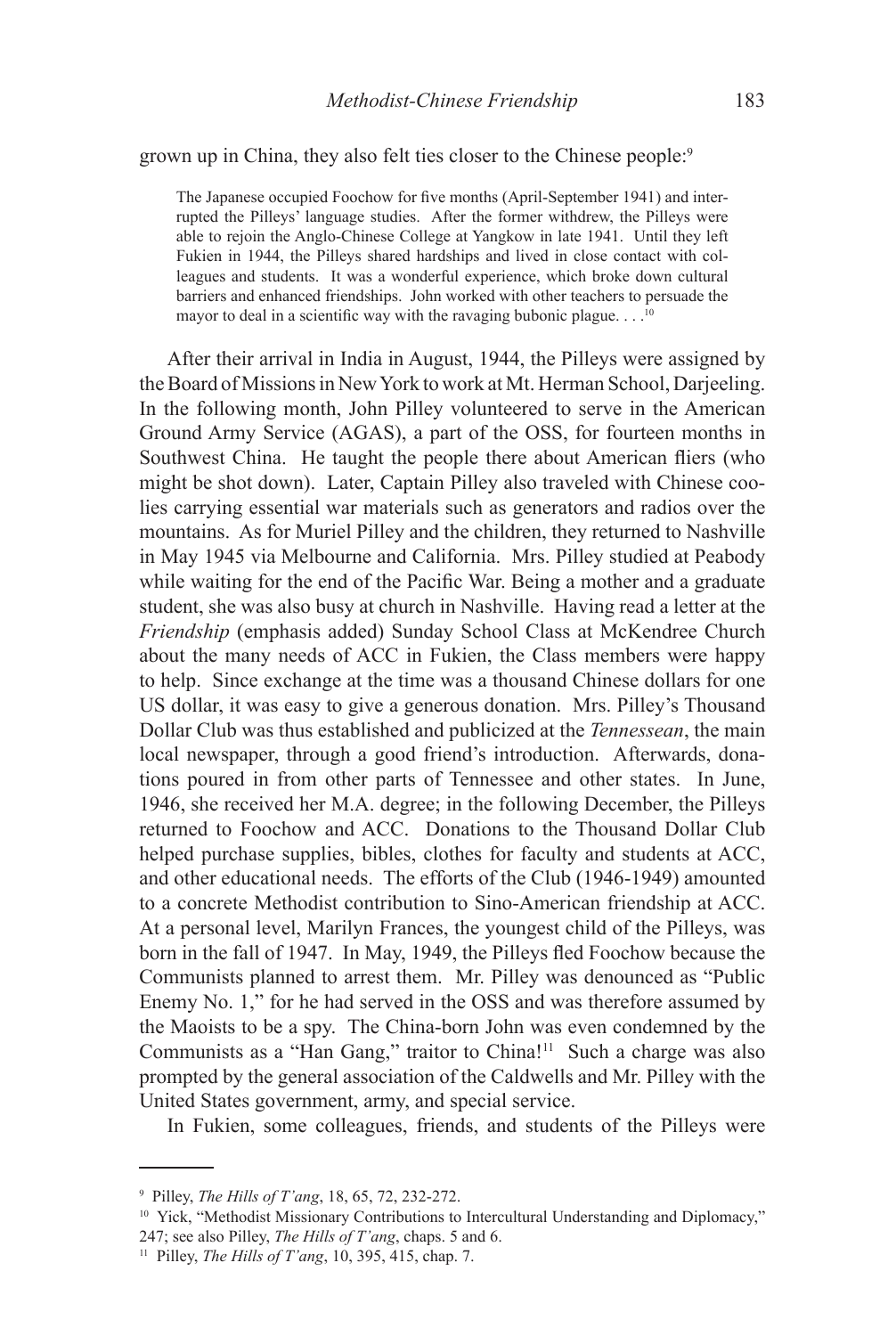grown up in China, they also felt ties closer to the Chinese people:[9]

> The Japanese occupied Foochow for five months (April-September 1941) and interrupted the Pilleys' language studies. After the former withdrew, the Pilleys were able to rejoin the Anglo-Chinese College at Yangkow in late 1941. Until they left Fukien in 1944, the Pilleys shared hardships and lived in close contact with colleagues and students. It was a wonderful experience, which broke down cultural barriers and enhanced friendships. John worked with other teachers to persuade the mayor to deal in a scientific way with the ravaging bubonic plague. . . .[10]

After their arrival in India in August, 1944, the Pilleys were assigned by the Board of Missions in New York to work at Mt. Herman School, Darjeeling. In the following month, John Pilley volunteered to serve in the American Ground Army Service (AGAS), a part of the OSS, for fourteen months in Southwest China. He taught the people there about American fliers (who might be shot down). Later, Captain Pilley also traveled with Chinese coolies carrying essential war materials such as generators and radios over the mountains. As for Muriel Pilley and the children, they returned to Nashville in May 1945 via Melbourne and California. Mrs. Pilley studied at Peabody while waiting for the end of the Pacific War. Being a mother and a graduate student, she was also busy at church in Nashville. Having read a letter at the *Friendship* (emphasis added) Sunday School Class at McKendree Church about the many needs of ACC in Fukien, the Class members were happy to help. Since exchange at the time was a thousand Chinese dollars for one US dollar, it was easy to give a generous donation. Mrs. Pilley's Thousand Dollar Club was thus established and publicized at the *Tennessean*, the main local newspaper, through a good friend's introduction. Afterwards, donations poured in from other parts of Tennessee and other states. In June, 1946, she received her M.A. degree; in the following December, the Pilleys returned to Foochow and ACC. Donations to the Thousand Dollar Club helped purchase supplies, bibles, clothes for faculty and students at ACC, and other educational needs. The efforts of the Club (1946-1949) amounted to a concrete Methodist contribution to Sino-American friendship at ACC. At a personal level, Marilyn Frances, the youngest child of the Pilleys, was born in the fall of 1947. In May, 1949, the Pilleys fled Foochow because the Communists planned to arrest them. Mr. Pilley was denounced as "Public Enemy No. 1," for he had served in the OSS and was therefore assumed by the Maoists to be a spy. The China-born John was even condemned by the Communists as a "Han Gang," traitor to China![11] Such a charge was also prompted by the general association of the Caldwells and Mr. Pilley with the United States government, army, and special service.

In Fukien, some colleagues, friends, and students of the Pilleys were

---

[9] Pilley, *The Hills of T'ang*, 18, 65, 72, 232-272.

[10] Yick, "Methodist Missionary Contributions to Intercultural Understanding and Diplomacy," 247; see also Pilley, *The Hills of T'ang*, chaps. 5 and 6.

[11] Pilley, *The Hills of T'ang*, 10, 395, 415, chap. 7.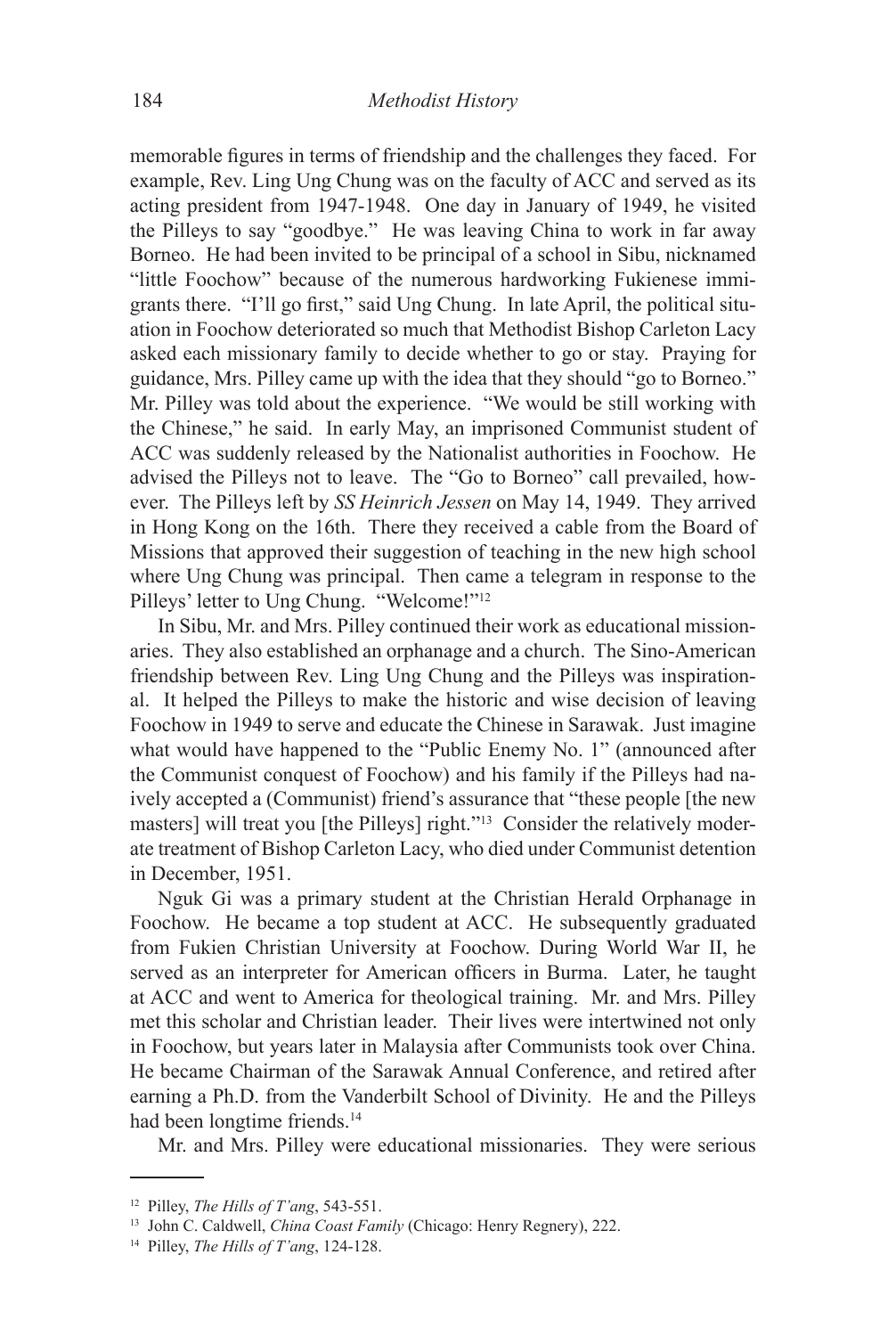memorable figures in terms of friendship and the challenges they faced. For example, Rev. Ling Ung Chung was on the faculty of ACC and served as its acting president from 1947-1948. One day in January of 1949, he visited the Pilleys to say "goodbye." He was leaving China to work in far away Borneo. He had been invited to be principal of a school in Sibu, nicknamed "little Foochow" because of the numerous hardworking Fukienese immigrants there. "I'll go first," said Ung Chung. In late April, the political situation in Foochow deteriorated so much that Methodist Bishop Carleton Lacy asked each missionary family to decide whether to go or stay. Praying for guidance, Mrs. Pilley came up with the idea that they should "go to Borneo." Mr. Pilley was told about the experience. "We would be still working with the Chinese," he said. In early May, an imprisoned Communist student of ACC was suddenly released by the Nationalist authorities in Foochow. He advised the Pilleys not to leave. The "Go to Borneo" call prevailed, however. The Pilleys left by *SS Heinrich Jessen* on May 14, 1949. They arrived in Hong Kong on the 16th. There they received a cable from the Board of Missions that approved their suggestion of teaching in the new high school where Ung Chung was principal. Then came a telegram in response to the Pilleys' letter to Ung Chung. "Welcome!"[12]

In Sibu, Mr. and Mrs. Pilley continued their work as educational missionaries. They also established an orphanage and a church. The Sino-American friendship between Rev. Ling Ung Chung and the Pilleys was inspirational. It helped the Pilleys to make the historic and wise decision of leaving Foochow in 1949 to serve and educate the Chinese in Sarawak. Just imagine what would have happened to the "Public Enemy No. 1" (announced after the Communist conquest of Foochow) and his family if the Pilleys had naively accepted a (Communist) friend's assurance that "these people [the new masters] will treat you [the Pilleys] right."[13] Consider the relatively moderate treatment of Bishop Carleton Lacy, who died under Communist detention in December, 1951.

Nguk Gi was a primary student at the Christian Herald Orphanage in Foochow. He became a top student at ACC. He subsequently graduated from Fukien Christian University at Foochow. During World War II, he served as an interpreter for American officers in Burma. Later, he taught at ACC and went to America for theological training. Mr. and Mrs. Pilley met this scholar and Christian leader. Their lives were intertwined not only in Foochow, but years later in Malaysia after Communists took over China. He became Chairman of the Sarawak Annual Conference, and retired after earning a Ph.D. from the Vanderbilt School of Divinity. He and the Pilleys had been longtime friends.[14]

Mr. and Mrs. Pilley were educational missionaries. They were serious

---

[12] Pilley, *The Hills of T'ang*, 543-551.

[13] John C. Caldwell, *China Coast Family* (Chicago: Henry Regnery), 222.

[14] Pilley, *The Hills of T'ang*, 124-128.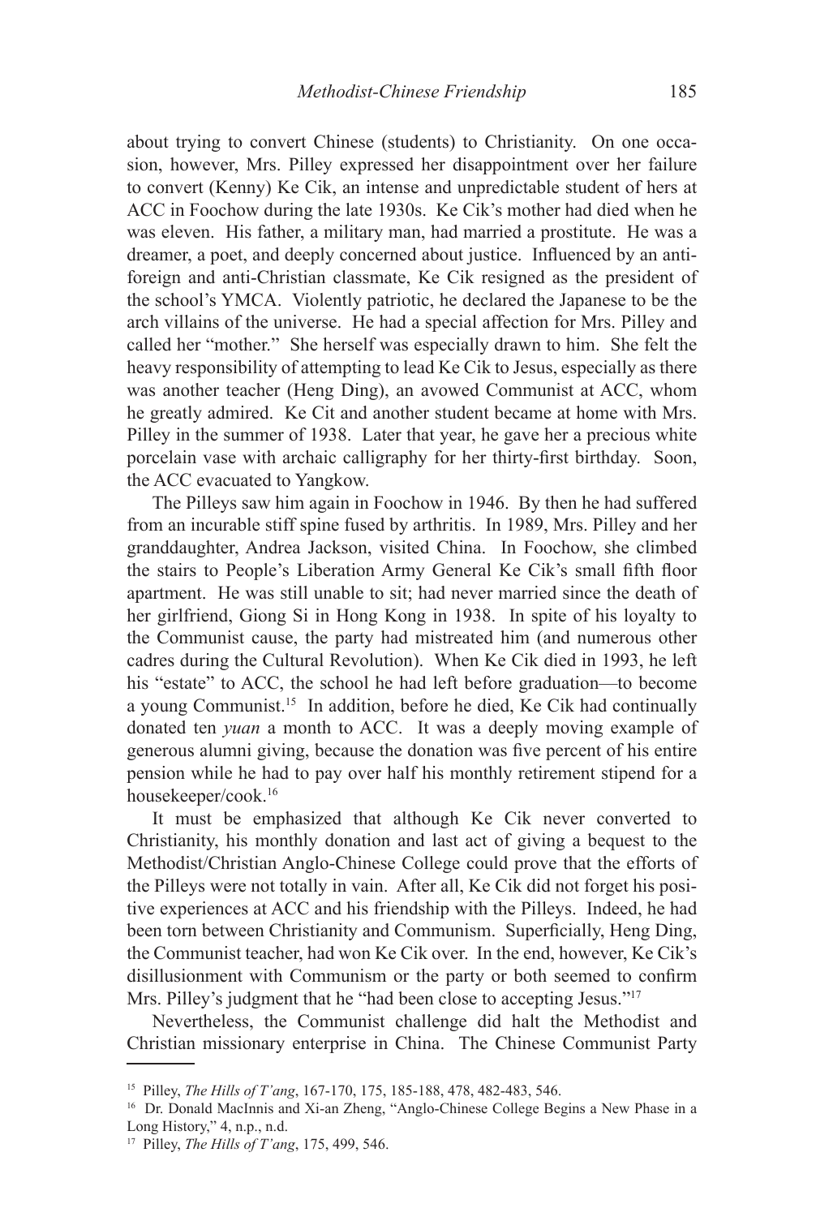about trying to convert Chinese (students) to Christianity. On one occasion, however, Mrs. Pilley expressed her disappointment over her failure to convert (Kenny) Ke Cik, an intense and unpredictable student of hers at ACC in Foochow during the late 1930s. Ke Cik's mother had died when he was eleven. His father, a military man, had married a prostitute. He was a dreamer, a poet, and deeply concerned about justice. Influenced by an anti-foreign and anti-Christian classmate, Ke Cik resigned as the president of the school's YMCA. Violently patriotic, he declared the Japanese to be the arch villains of the universe. He had a special affection for Mrs. Pilley and called her "mother." She herself was especially drawn to him. She felt the heavy responsibility of attempting to lead Ke Cik to Jesus, especially as there was another teacher (Heng Ding), an avowed Communist at ACC, whom he greatly admired. Ke Cit and another student became at home with Mrs. Pilley in the summer of 1938. Later that year, he gave her a precious white porcelain vase with archaic calligraphy for her thirty-first birthday. Soon, the ACC evacuated to Yangkow.

The Pilleys saw him again in Foochow in 1946. By then he had suffered from an incurable stiff spine fused by arthritis. In 1989, Mrs. Pilley and her granddaughter, Andrea Jackson, visited China. In Foochow, she climbed the stairs to People's Liberation Army General Ke Cik's small fifth floor apartment. He was still unable to sit; had never married since the death of her girlfriend, Giong Si in Hong Kong in 1938. In spite of his loyalty to the Communist cause, the party had mistreated him (and numerous other cadres during the Cultural Revolution). When Ke Cik died in 1993, he left his "estate" to ACC, the school he had left before graduation—to become a young Communist.[15] In addition, before he died, Ke Cik had continually donated ten *yuan* a month to ACC. It was a deeply moving example of generous alumni giving, because the donation was five percent of his entire pension while he had to pay over half his monthly retirement stipend for a housekeeper/cook.[16]

It must be emphasized that although Ke Cik never converted to Christianity, his monthly donation and last act of giving a bequest to the Methodist/Christian Anglo-Chinese College could prove that the efforts of the Pilleys were not totally in vain. After all, Ke Cik did not forget his positive experiences at ACC and his friendship with the Pilleys. Indeed, he had been torn between Christianity and Communism. Superficially, Heng Ding, the Communist teacher, had won Ke Cik over. In the end, however, Ke Cik's disillusionment with Communism or the party or both seemed to confirm Mrs. Pilley's judgment that he "had been close to accepting Jesus."[17]

Nevertheless, the Communist challenge did halt the Methodist and Christian missionary enterprise in China. The Chinese Communist Party

---

[15] Pilley, *The Hills of T'ang*, 167-170, 175, 185-188, 478, 482-483, 546.

[16] Dr. Donald MacInnis and Xi-an Zheng, "Anglo-Chinese College Begins a New Phase in a Long History," 4, n.p., n.d.

[17] Pilley, *The Hills of T'ang*, 175, 499, 546.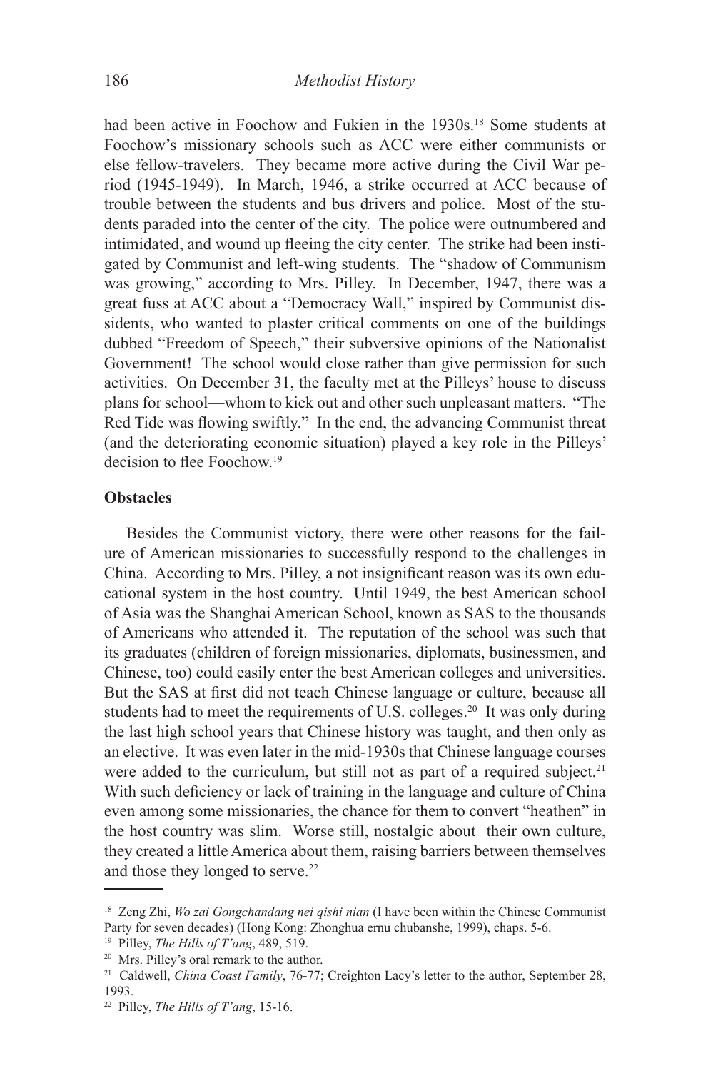had been active in Foochow and Fukien in the 1930s.[18] Some students at Foochow's missionary schools such as ACC were either communists or else fellow-travelers. They became more active during the Civil War period (1945-1949). In March, 1946, a strike occurred at ACC because of trouble between the students and bus drivers and police. Most of the students paraded into the center of the city. The police were outnumbered and intimidated, and wound up fleeing the city center. The strike had been instigated by Communist and left-wing students. The "shadow of Communism was growing," according to Mrs. Pilley. In December, 1947, there was a great fuss at ACC about a "Democracy Wall," inspired by Communist dissidents, who wanted to plaster critical comments on one of the buildings dubbed "Freedom of Speech," their subversive opinions of the Nationalist Government! The school would close rather than give permission for such activities. On December 31, the faculty met at the Pilleys' house to discuss plans for school—whom to kick out and other such unpleasant matters. "The Red Tide was flowing swiftly." In the end, the advancing Communist threat (and the deteriorating economic situation) played a key role in the Pilleys' decision to flee Foochow.[19]

**Obstacles**

Besides the Communist victory, there were other reasons for the failure of American missionaries to successfully respond to the challenges in China. According to Mrs. Pilley, a not insignificant reason was its own educational system in the host country. Until 1949, the best American school of Asia was the Shanghai American School, known as SAS to the thousands of Americans who attended it. The reputation of the school was such that its graduates (children of foreign missionaries, diplomats, businessmen, and Chinese, too) could easily enter the best American colleges and universities. But the SAS at first did not teach Chinese language or culture, because all students had to meet the requirements of U.S. colleges.[20] It was only during the last high school years that Chinese history was taught, and then only as an elective. It was even later in the mid-1930s that Chinese language courses were added to the curriculum, but still not as part of a required subject.[21] With such deficiency or lack of training in the language and culture of China even among some missionaries, the chance for them to convert "heathen" in the host country was slim. Worse still, nostalgic about their own culture, they created a little America about them, raising barriers between themselves and those they longed to serve.[22]

---

[18] Zeng Zhi, *Wo zai Gongchandang nei qishi nian* (I have been within the Chinese Communist Party for seven decades) (Hong Kong: Zhonghua ernu chubanshe, 1999), chaps. 5-6.

[19] Pilley, *The Hills of T'ang*, 489, 519.

[20] Mrs. Pilley's oral remark to the author.

[21] Caldwell, *China Coast Family*, 76-77; Creighton Lacy's letter to the author, September 28, 1993.

[22] Pilley, *The Hills of T'ang*, 15-16.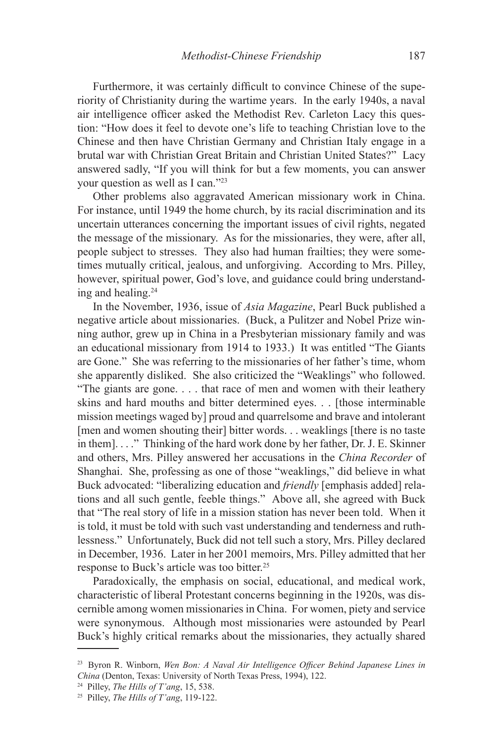Furthermore, it was certainly difficult to convince Chinese of the superiority of Christianity during the wartime years. In the early 1940s, a naval air intelligence officer asked the Methodist Rev. Carleton Lacy this question: "How does it feel to devote one's life to teaching Christian love to the Chinese and then have Christian Germany and Christian Italy engage in a brutal war with Christian Great Britain and Christian United States?" Lacy answered sadly, "If you will think for but a few moments, you can answer your question as well as I can."[23]

Other problems also aggravated American missionary work in China. For instance, until 1949 the home church, by its racial discrimination and its uncertain utterances concerning the important issues of civil rights, negated the message of the missionary. As for the missionaries, they were, after all, people subject to stresses. They also had human frailties; they were sometimes mutually critical, jealous, and unforgiving. According to Mrs. Pilley, however, spiritual power, God's love, and guidance could bring understanding and healing.[24]

In the November, 1936, issue of *Asia Magazine*, Pearl Buck published a negative article about missionaries. (Buck, a Pulitzer and Nobel Prize winning author, grew up in China in a Presbyterian missionary family and was an educational missionary from 1914 to 1933.) It was entitled "The Giants are Gone." She was referring to the missionaries of her father's time, whom she apparently disliked. She also criticized the "Weaklings" who followed. "The giants are gone. . . . that race of men and women with their leathery skins and hard mouths and bitter determined eyes. . . [those interminable mission meetings waged by] proud and quarrelsome and brave and intolerant [men and women shouting their] bitter words. . . weaklings [there is no taste in them]. . . ." Thinking of the hard work done by her father, Dr. J. E. Skinner and others, Mrs. Pilley answered her accusations in the *China Recorder* of Shanghai. She, professing as one of those "weaklings," did believe in what Buck advocated: "liberalizing education and *friendly* [emphasis added] relations and all such gentle, feeble things." Above all, she agreed with Buck that "The real story of life in a mission station has never been told. When it is told, it must be told with such vast understanding and tenderness and ruthlessness." Unfortunately, Buck did not tell such a story, Mrs. Pilley declared in December, 1936. Later in her 2001 memoirs, Mrs. Pilley admitted that her response to Buck's article was too bitter.[25]

Paradoxically, the emphasis on social, educational, and medical work, characteristic of liberal Protestant concerns beginning in the 1920s, was discernible among women missionaries in China. For women, piety and service were synonymous. Although most missionaries were astounded by Pearl Buck's highly critical remarks about the missionaries, they actually shared

---

[23] Byron R. Winborn, *Wen Bon: A Naval Air Intelligence Officer Behind Japanese Lines in China* (Denton, Texas: University of North Texas Press, 1994), 122.

[24] Pilley, *The Hills of T'ang*, 15, 538.

[25] Pilley, *The Hills of T'ang*, 119-122.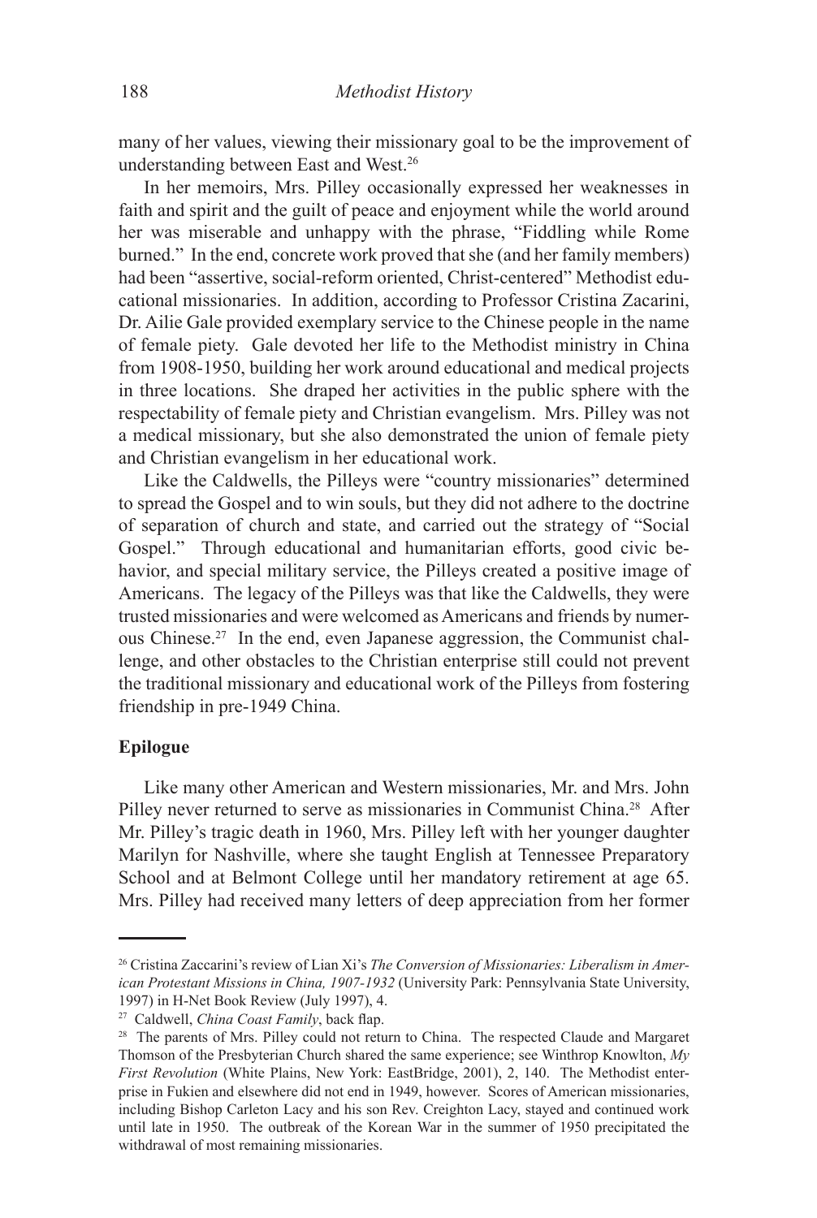many of her values, viewing their missionary goal to be the improvement of understanding between East and West.[26]

In her memoirs, Mrs. Pilley occasionally expressed her weaknesses in faith and spirit and the guilt of peace and enjoyment while the world around her was miserable and unhappy with the phrase, "Fiddling while Rome burned." In the end, concrete work proved that she (and her family members) had been "assertive, social-reform oriented, Christ-centered" Methodist educational missionaries. In addition, according to Professor Cristina Zacarini, Dr. Ailie Gale provided exemplary service to the Chinese people in the name of female piety. Gale devoted her life to the Methodist ministry in China from 1908-1950, building her work around educational and medical projects in three locations. She draped her activities in the public sphere with the respectability of female piety and Christian evangelism. Mrs. Pilley was not a medical missionary, but she also demonstrated the union of female piety and Christian evangelism in her educational work.

Like the Caldwells, the Pilleys were "country missionaries" determined to spread the Gospel and to win souls, but they did not adhere to the doctrine of separation of church and state, and carried out the strategy of "Social Gospel." Through educational and humanitarian efforts, good civic behavior, and special military service, the Pilleys created a positive image of Americans. The legacy of the Pilleys was that like the Caldwells, they were trusted missionaries and were welcomed as Americans and friends by numerous Chinese.[27] In the end, even Japanese aggression, the Communist challenge, and other obstacles to the Christian enterprise still could not prevent the traditional missionary and educational work of the Pilleys from fostering friendship in pre-1949 China.

**Epilogue**

Like many other American and Western missionaries, Mr. and Mrs. John Pilley never returned to serve as missionaries in Communist China.[28] After Mr. Pilley's tragic death in 1960, Mrs. Pilley left with her younger daughter Marilyn for Nashville, where she taught English at Tennessee Preparatory School and at Belmont College until her mandatory retirement at age 65. Mrs. Pilley had received many letters of deep appreciation from her former

---

[26] Cristina Zaccarini's review of Lian Xi's *The Conversion of Missionaries: Liberalism in American Protestant Missions in China, 1907-1932* (University Park: Pennsylvania State University, 1997) in H-Net Book Review (July 1997), 4.

[27] Caldwell, *China Coast Family*, back flap.

[28] The parents of Mrs. Pilley could not return to China. The respected Claude and Margaret Thomson of the Presbyterian Church shared the same experience; see Winthrop Knowlton, *My First Revolution* (White Plains, New York: EastBridge, 2001), 2, 140. The Methodist enterprise in Fukien and elsewhere did not end in 1949, however. Scores of American missionaries, including Bishop Carleton Lacy and his son Rev. Creighton Lacy, stayed and continued work until late in 1950. The outbreak of the Korean War in the summer of 1950 precipitated the withdrawal of most remaining missionaries.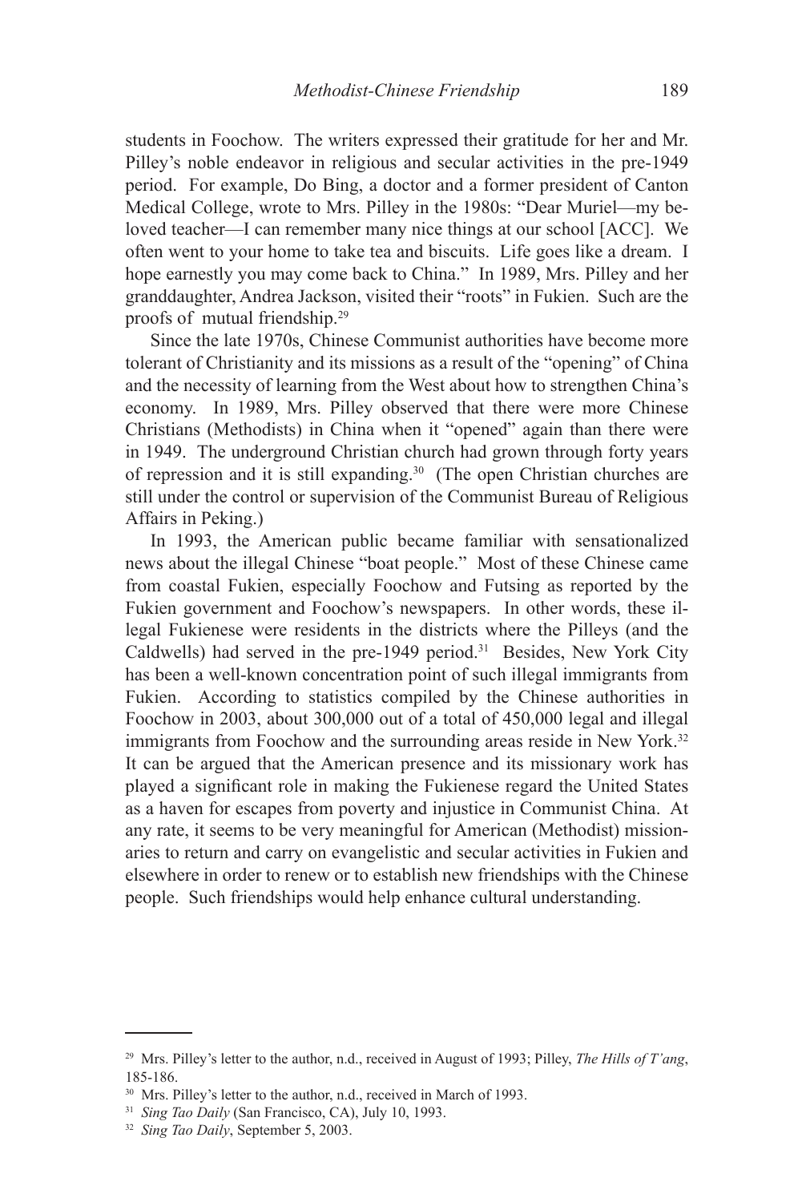students in Foochow. The writers expressed their gratitude for her and Mr. Pilley's noble endeavor in religious and secular activities in the pre-1949 period. For example, Do Bing, a doctor and a former president of Canton Medical College, wrote to Mrs. Pilley in the 1980s: "Dear Muriel—my beloved teacher—I can remember many nice things at our school [ACC]. We often went to your home to take tea and biscuits. Life goes like a dream. I hope earnestly you may come back to China." In 1989, Mrs. Pilley and her granddaughter, Andrea Jackson, visited their "roots" in Fukien. Such are the proofs of mutual friendship.[29]

Since the late 1970s, Chinese Communist authorities have become more tolerant of Christianity and its missions as a result of the "opening" of China and the necessity of learning from the West about how to strengthen China's economy. In 1989, Mrs. Pilley observed that there were more Chinese Christians (Methodists) in China when it "opened" again than there were in 1949. The underground Christian church had grown through forty years of repression and it is still expanding.[30] (The open Christian churches are still under the control or supervision of the Communist Bureau of Religious Affairs in Peking.)

In 1993, the American public became familiar with sensationalized news about the illegal Chinese "boat people." Most of these Chinese came from coastal Fukien, especially Foochow and Futsing as reported by the Fukien government and Foochow's newspapers. In other words, these illegal Fukienese were residents in the districts where the Pilleys (and the Caldwells) had served in the pre-1949 period.[31] Besides, New York City has been a well-known concentration point of such illegal immigrants from Fukien. According to statistics compiled by the Chinese authorities in Foochow in 2003, about 300,000 out of a total of 450,000 legal and illegal immigrants from Foochow and the surrounding areas reside in New York.[32] It can be argued that the American presence and its missionary work has played a significant role in making the Fukienese regard the United States as a haven for escapes from poverty and injustice in Communist China. At any rate, it seems to be very meaningful for American (Methodist) missionaries to return and carry on evangelistic and secular activities in Fukien and elsewhere in order to renew or to establish new friendships with the Chinese people. Such friendships would help enhance cultural understanding.

---

[29] Mrs. Pilley's letter to the author, n.d., received in August of 1993; Pilley, *The Hills of T'ang*, 185-186.

[30] Mrs. Pilley's letter to the author, n.d., received in March of 1993.

[31] *Sing Tao Daily* (San Francisco, CA), July 10, 1993.

[32] *Sing Tao Daily*, September 5, 2003.